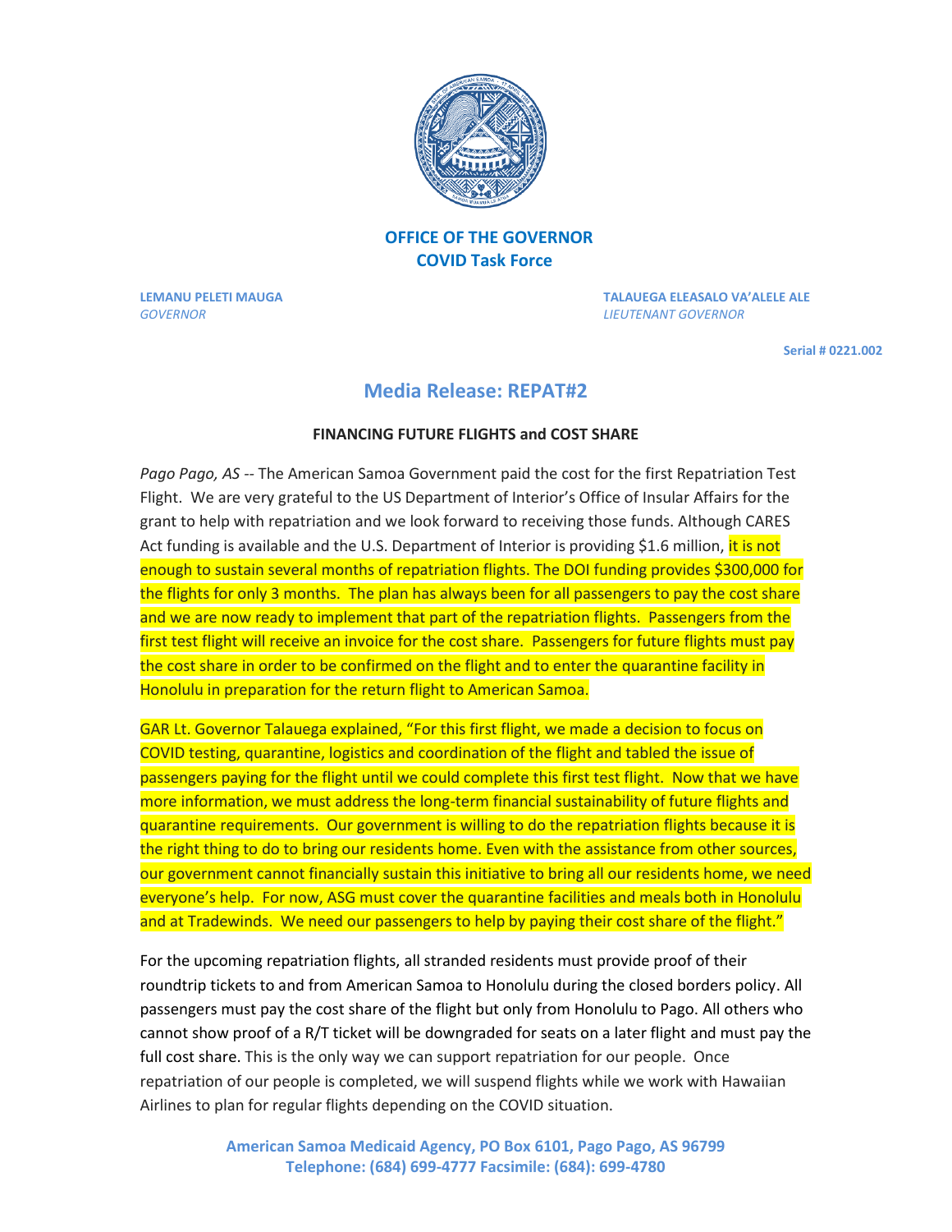**OFFICE OF THE GOVERNOR**
**COVID Task Force**

**LEMANU PELETI MAUGA**
*GOVERNOR*

**TALAUEGA ELEASALO VA'ALELE ALE**
*LIEUTENANT GOVERNOR*

**Serial # 0221.002**

# Media Release: REPAT#2

**FINANCING FUTURE FLIGHTS and COST SHARE**

*Pago Pago, AS* -- The American Samoa Government paid the cost for the first Repatriation Test Flight. We are very grateful to the US Department of Interior's Office of Insular Affairs for the grant to help with repatriation and we look forward to receiving those funds. Although CARES Act funding is available and the U.S. Department of Interior is providing $1.6 million, it is not enough to sustain several months of repatriation flights. The DOI funding provides $300,000 for the flights for only 3 months. The plan has always been for all passengers to pay the cost share and we are now ready to implement that part of the repatriation flights. Passengers from the first test flight will receive an invoice for the cost share. Passengers for future flights must pay the cost share in order to be confirmed on the flight and to enter the quarantine facility in Honolulu in preparation for the return flight to American Samoa.

GAR Lt. Governor Talauega explained, "For this first flight, we made a decision to focus on COVID testing, quarantine, logistics and coordination of the flight and tabled the issue of passengers paying for the flight until we could complete this first test flight. Now that we have more information, we must address the long-term financial sustainability of future flights and quarantine requirements. Our government is willing to do the repatriation flights because it is the right thing to do to bring our residents home. Even with the assistance from other sources, our government cannot financially sustain this initiative to bring all our residents home, we need everyone's help. For now, ASG must cover the quarantine facilities and meals both in Honolulu and at Tradewinds. We need our passengers to help by paying their cost share of the flight."

For the upcoming repatriation flights, all stranded residents must provide proof of their roundtrip tickets to and from American Samoa to Honolulu during the closed borders policy. All passengers must pay the cost share of the flight but only from Honolulu to Pago. All others who cannot show proof of a R/T ticket will be downgraded for seats on a later flight and must pay the full cost share. This is the only way we can support repatriation for our people. Once repatriation of our people is completed, we will suspend flights while we work with Hawaiian Airlines to plan for regular flights depending on the COVID situation.

**American Samoa Medicaid Agency, PO Box 6101, Pago Pago, AS 96799**
**Telephone: (684) 699-4777 Facsimile: (684): 699-4780**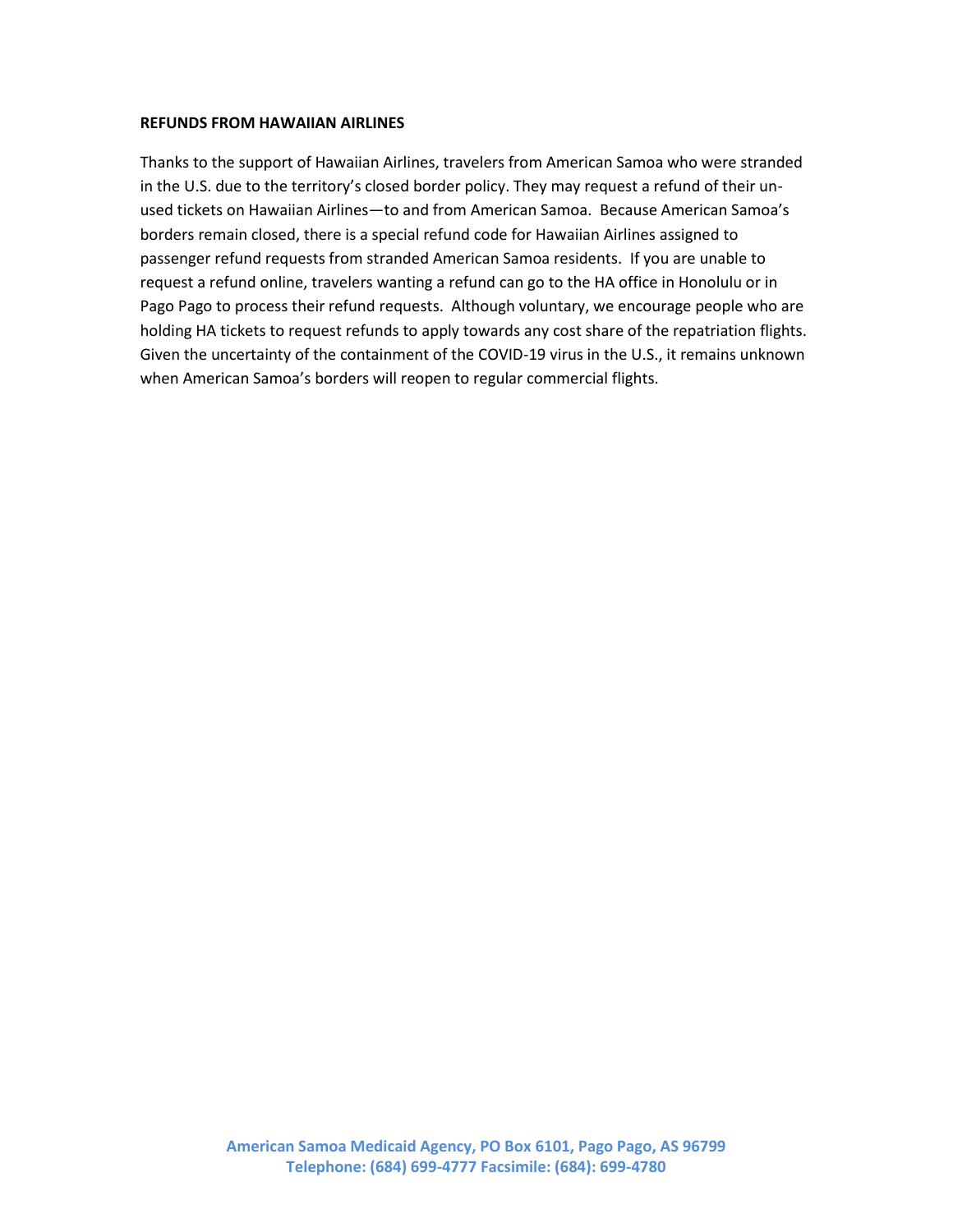**REFUNDS FROM HAWAIIAN AIRLINES**

Thanks to the support of Hawaiian Airlines, travelers from American Samoa who were stranded in the U.S. due to the territory's closed border policy. They may request a refund of their un-used tickets on Hawaiian Airlines—to and from American Samoa. Because American Samoa's borders remain closed, there is a special refund code for Hawaiian Airlines assigned to passenger refund requests from stranded American Samoa residents. If you are unable to request a refund online, travelers wanting a refund can go to the HA office in Honolulu or in Pago Pago to process their refund requests. Although voluntary, we encourage people who are holding HA tickets to request refunds to apply towards any cost share of the repatriation flights. Given the uncertainty of the containment of the COVID-19 virus in the U.S., it remains unknown when American Samoa's borders will reopen to regular commercial flights.